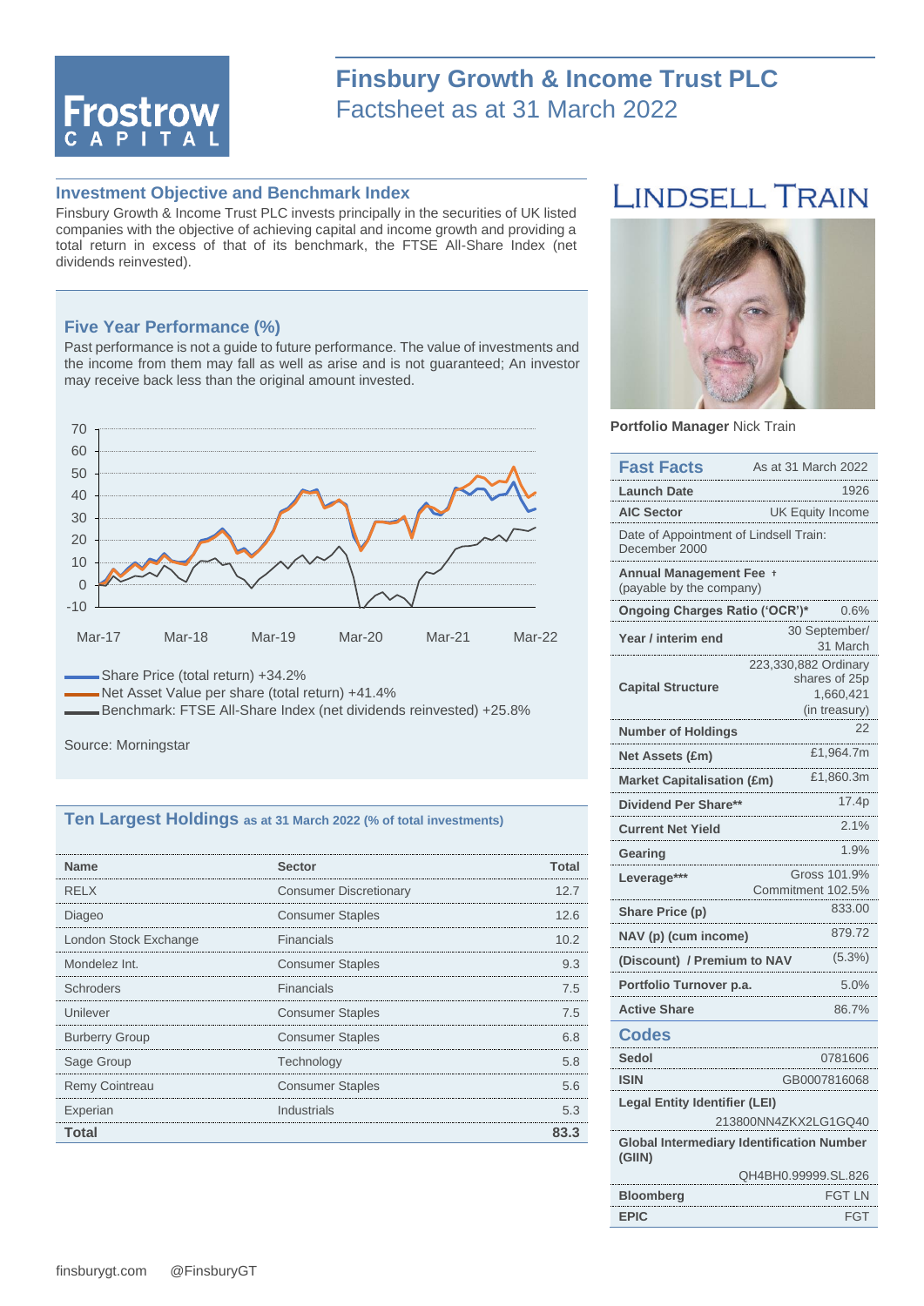# Finsbury Growth & Income Trust PLC

Factsheet as at 31 March 2022

## Investment Objective and Benchmark Index

Finsbury Growth & Income Trust PLC invests principally in the securities of UK listed companies with the objective of achieving capital and income growth and providing a total return in excess of that of its benchmark, the FTSE All-Share Index (net dividends reinvested).

## Five Year Performance (%)

Past performance is not a guide to future performance. The value of investments and the income from them may fall as well as arise and is not guaranteed; An investor may receive back less than the original amount invested.

- Share Price (total return) +34.2%
- Net Asset Value per share (total return) +41.4%
- Benchmark: FTSE All-Share Index (net dividends reinvested) +25.8%

Source: Morningstar

## Ten Largest Holdings as at 31 March 2022 (% of total investments)

| Name | Sector | Total |
|---|---|---|
| RELX | Consumer Discretionary | 12.7 |
| Diageo | Consumer Staples | 12.6 |
| London Stock Exchange | Financials | 10.2 |
| Mondelez Int. | Consumer Staples | 9.3 |
| Schroders | Financials | 7.5 |
| Unilever | Consumer Staples | 7.5 |
| Burberry Group | Consumer Staples | 6.8 |
| Sage Group | Technology | 5.8 |
| Remy Cointreau | Consumer Staples | 5.6 |
| Experian | Industrials | 5.3 |
| **Total** | | **83.3** |

**Portfolio Manager** Nick Train

## Fast Facts

As at 31 March 2022

| | |
|---|---|
| **Launch Date** | 1926 |
| **AIC Sector** | UK Equity Income |
| Date of Appointment of Lindsell Train: December 2000 | |
| **Annual Management Fee** † (payable by the company) | |
| **Ongoing Charges Ratio ('OCR')*** | 0.6% |
| **Year / interim end** | 30 September/ 31 March |
| **Capital Structure** | 223,330,882 Ordinary shares of 25p 1,660,421 (in treasury) |
| **Number of Holdings** | 22 |
| **Net Assets (£m)** | £1,964.7m |
| **Market Capitalisation (£m)** | £1,860.3m |
| **Dividend Per Share**** | 17.4p |
| **Current Net Yield** | 2.1% |
| **Gearing** | 1.9% |
| **Leverage***** | Gross 101.9% Commitment 102.5% |
| **Share Price (p)** | 833.00 |
| **NAV (p) (cum income)** | 879.72 |
| **(Discount) / Premium to NAV** | (5.3%) |
| **Portfolio Turnover p.a.** | 5.0% |
| **Active Share** | 86.7% |

## Codes

| | |
|---|---|
| **Sedol** | 0781606 |
| **ISIN** | GB0007816068 |
| **Legal Entity Identifier (LEI)** | 213800NN4ZKX2LG1GQ40 |
| **Global Intermediary Identification Number (GIIN)** | QH4BH0.99999.SL.826 |
| **Bloomberg** | FGT LN |
| **EPIC** | FGT |

finsburygt.com @FinsburyGT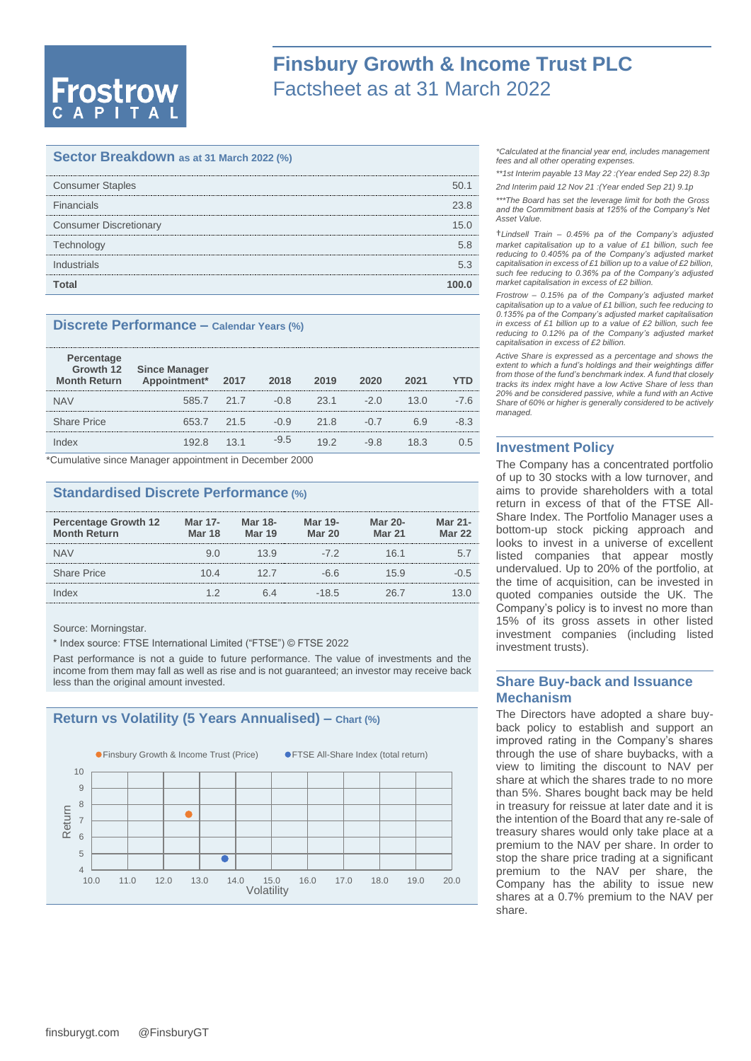# Finsbury Growth & Income Trust PLC

## Factsheet as at 31 March 2022

## Sector Breakdown as at 31 March 2022 (%)

| | |
|---|---|
| Consumer Staples | 50.1 |
| Financials | 23.8 |
| Consumer Discretionary | 15.0 |
| Technology | 5.8 |
| Industrials | 5.3 |
| **Total** | **100.0** |

## Discrete Performance – Calendar Years (%)

| Percentage Growth 12 Month Return | Since Manager Appointment* | 2017 | 2018 | 2019 | 2020 | 2021 | YTD |
|---|---|---|---|---|---|---|---|
| NAV | 585.7 | 21.7 | -0.8 | 23.1 | -2.0 | 13.0 | -7.6 |
| Share Price | 653.7 | 21.5 | -0.9 | 21.8 | -0.7 | 6.9 | -8.3 |
| Index | 192.8 | 13.1 | -9.5 | 19.2 | -9.8 | 18.3 | 0.5 |

*Cumulative since Manager appointment in December 2000

## Standardised Discrete Performance (%)

| Percentage Growth 12 Month Return | Mar 17-Mar 18 | Mar 18-Mar 19 | Mar 19-Mar 20 | Mar 20-Mar 21 | Mar 21-Mar 22 |
|---|---|---|---|---|---|
| NAV | 9.0 | 13.9 | -7.2 | 16.1 | 5.7 |
| Share Price | 10.4 | 12.7 | -6.6 | 15.9 | -0.5 |
| Index | 1.2 | 6.4 | -18.5 | 26.7 | 13.0 |

Source: Morningstar.

* Index source: FTSE International Limited ("FTSE") © FTSE 2022

Past performance is not a guide to future performance. The value of investments and the income from them may fall as well as rise and is not guaranteed; an investor may receive back less than the original amount invested.

## Return vs Volatility (5 Years Annualised) – Chart (%)

Finsbury Growth & Income Trust (Price) | FTSE All-Share Index (total return)

*Calculated at the financial year end, includes management fees and all other operating expenses.

**1st Interim payable 13 May 22 :(Year ended Sep 22) 8.3p

2nd Interim paid 12 Nov 21 :(Year ended Sep 21) 9.1p

***The Board has set the leverage limit for both the Gross and the Commitment basis at 125% of the Company's Net Asset Value.

†Lindsell Train – 0.45% pa of the Company's adjusted market capitalisation up to a value of £1 billion, such fee reducing to 0.405% pa of the Company's adjusted market capitalisation in excess of £1 billion up to a value of £2 billion, such fee reducing to 0.36% pa of the Company's adjusted market capitalisation in excess of £2 billion.

Frostrow – 0.15% pa of the Company's adjusted market capitalisation up to a value of £1 billion, such fee reducing to 0.135% pa of the Company's adjusted market capitalisation in excess of £1 billion up to a value of £2 billion, such fee reducing to 0.12% pa of the Company's adjusted market capitalisation in excess of £2 billion.

Active Share is expressed as a percentage and shows the extent to which a fund's holdings and their weightings differ from those of the fund's benchmark index. A fund that closely tracks its index might have a low Active Share of less than 20% and be considered passive, while a fund with an Active Share of 60% or higher is generally considered to be actively managed.

## Investment Policy

The Company has a concentrated portfolio of up to 30 stocks with a low turnover, and aims to provide shareholders with a total return in excess of that of the FTSE All-Share Index. The Portfolio Manager uses a bottom-up stock picking approach and looks to invest in a universe of excellent listed companies that appear mostly undervalued. Up to 20% of the portfolio, at the time of acquisition, can be invested in quoted companies outside the UK. The Company's policy is to invest no more than 15% of its gross assets in other listed investment companies (including listed investment trusts).

## Share Buy-back and Issuance Mechanism

The Directors have adopted a share buy-back policy to establish and support an improved rating in the Company's shares through the use of share buybacks, with a view to limiting the discount to NAV per share at which the shares trade to no more than 5%. Shares bought back may be held in treasury for reissue at later date and it is the intention of the Board that any re-sale of treasury shares would only take place at a premium to the NAV per share. In order to stop the share price trading at a significant premium to the NAV per share, the Company has the ability to issue new shares at a 0.7% premium to the NAV per share.

finsburygt.com @FinsburyGT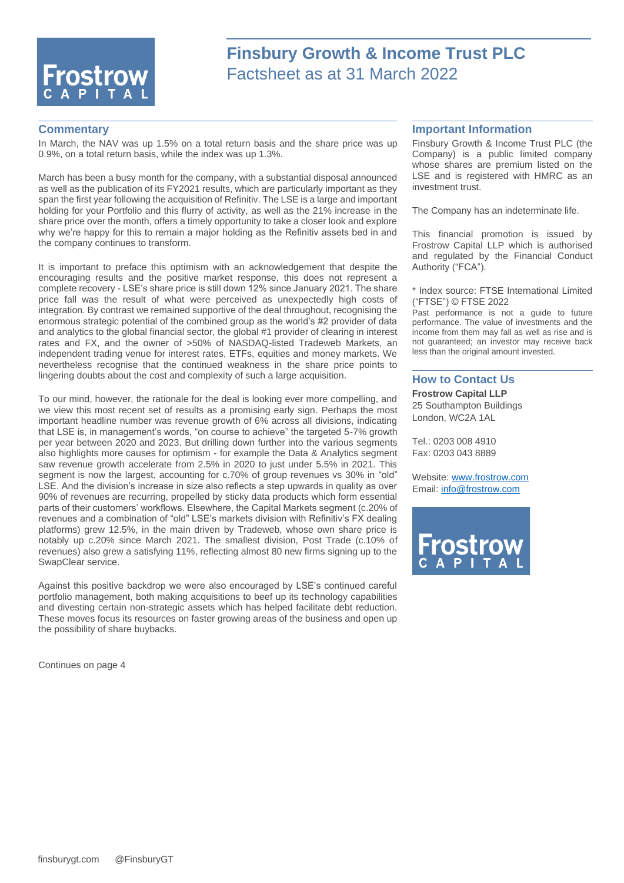# Finsbury Growth & Income Trust PLC

Factsheet as at 31 March 2022

## Commentary

In March, the NAV was up 1.5% on a total return basis and the share price was up 0.9%, on a total return basis, while the index was up 1.3%.

March has been a busy month for the company, with a substantial disposal announced as well as the publication of its FY2021 results, which are particularly important as they span the first year following the acquisition of Refinitiv. The LSE is a large and important holding for your Portfolio and this flurry of activity, as well as the 21% increase in the share price over the month, offers a timely opportunity to take a closer look and explore why we're happy for this to remain a major holding as the Refinitiv assets bed in and the company continues to transform.

It is important to preface this optimism with an acknowledgement that despite the encouraging results and the positive market response, this does not represent a complete recovery - LSE's share price is still down 12% since January 2021. The share price fall was the result of what were perceived as unexpectedly high costs of integration. By contrast we remained supportive of the deal throughout, recognising the enormous strategic potential of the combined group as the world's #2 provider of data and analytics to the global financial sector, the global #1 provider of clearing in interest rates and FX, and the owner of >50% of NASDAQ-listed Tradeweb Markets, an independent trading venue for interest rates, ETFs, equities and money markets. We nevertheless recognise that the continued weakness in the share price points to lingering doubts about the cost and complexity of such a large acquisition.

To our mind, however, the rationale for the deal is looking ever more compelling, and we view this most recent set of results as a promising early sign. Perhaps the most important headline number was revenue growth of 6% across all divisions, indicating that LSE is, in management's words, "on course to achieve" the targeted 5-7% growth per year between 2020 and 2023. But drilling down further into the various segments also highlights more causes for optimism - for example the Data & Analytics segment saw revenue growth accelerate from 2.5% in 2020 to just under 5.5% in 2021. This segment is now the largest, accounting for c.70% of group revenues vs 30% in "old" LSE. And the division's increase in size also reflects a step upwards in quality as over 90% of revenues are recurring, propelled by sticky data products which form essential parts of their customers' workflows. Elsewhere, the Capital Markets segment (c.20% of revenues and a combination of "old" LSE's markets division with Refinitiv's FX dealing platforms) grew 12.5%, in the main driven by Tradeweb, whose own share price is notably up c.20% since March 2021. The smallest division, Post Trade (c.10% of revenues) also grew a satisfying 11%, reflecting almost 80 new firms signing up to the SwapClear service.

Against this positive backdrop we were also encouraged by LSE's continued careful portfolio management, both making acquisitions to beef up its technology capabilities and divesting certain non-strategic assets which has helped facilitate debt reduction. These moves focus its resources on faster growing areas of the business and open up the possibility of share buybacks.

Continues on page 4

## Important Information

Finsbury Growth & Income Trust PLC (the Company) is a public limited company whose shares are premium listed on the LSE and is registered with HMRC as an investment trust.

The Company has an indeterminate life.

This financial promotion is issued by Frostrow Capital LLP which is authorised and regulated by the Financial Conduct Authority ("FCA").

* Index source: FTSE International Limited ("FTSE") © FTSE 2022

Past performance is not a guide to future performance. The value of investments and the income from them may fall as well as rise and is not guaranteed; an investor may receive back less than the original amount invested.

## How to Contact Us

**Frostrow Capital LLP**
25 Southampton Buildings
London, WC2A 1AL

Tel.: 0203 008 4910
Fax: 0203 043 8889

Website: www.frostrow.com
Email: info@frostrow.com

finsburygt.com @FinsburyGT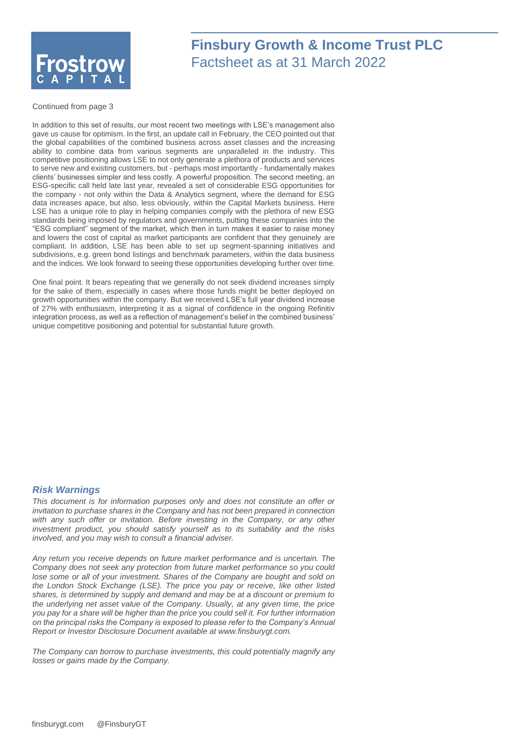# Finsbury Growth & Income Trust PLC
## Factsheet as at 31 March 2022

Continued from page 3

In addition to this set of results, our most recent two meetings with LSE's management also gave us cause for optimism. In the first, an update call in February, the CEO pointed out that the global capabilities of the combined business across asset classes and the increasing ability to combine data from various segments are unparalleled in the industry. This competitive positioning allows LSE to not only generate a plethora of products and services to serve new and existing customers, but - perhaps most importantly - fundamentally makes clients' businesses simpler and less costly. A powerful proposition. The second meeting, an ESG-specific call held late last year, revealed a set of considerable ESG opportunities for the company - not only within the Data & Analytics segment, where the demand for ESG data increases apace, but also, less obviously, within the Capital Markets business. Here LSE has a unique role to play in helping companies comply with the plethora of new ESG standards being imposed by regulators and governments, putting these companies into the "ESG compliant" segment of the market, which then in turn makes it easier to raise money and lowers the cost of capital as market participants are confident that they genuinely are compliant. In addition, LSE has been able to set up segment-spanning initiatives and subdivisions, e.g. green bond listings and benchmark parameters, within the data business and the indices. We look forward to seeing these opportunities developing further over time.

One final point. It bears repeating that we generally do not seek dividend increases simply for the sake of them, especially in cases where those funds might be better deployed on growth opportunities within the company. But we received LSE's full year dividend increase of 27% with enthusiasm, interpreting it as a signal of confidence in the ongoing Refinitiv integration process, as well as a reflection of management's belief in the combined business' unique competitive positioning and potential for substantial future growth.

### *Risk Warnings*

*This document is for information purposes only and does not constitute an offer or invitation to purchase shares in the Company and has not been prepared in connection with any such offer or invitation. Before investing in the Company, or any other investment product, you should satisfy yourself as to its suitability and the risks involved, and you may wish to consult a financial adviser.*

*Any return you receive depends on future market performance and is uncertain. The Company does not seek any protection from future market performance so you could lose some or all of your investment. Shares of the Company are bought and sold on the London Stock Exchange (LSE). The price you pay or receive, like other listed shares, is determined by supply and demand and may be at a discount or premium to the underlying net asset value of the Company. Usually, at any given time, the price you pay for a share will be higher than the price you could sell it. For further information on the principal risks the Company is exposed to please refer to the Company's Annual Report or Investor Disclosure Document available at www.finsburygt.com.*

*The Company can borrow to purchase investments, this could potentially magnify any losses or gains made by the Company.*